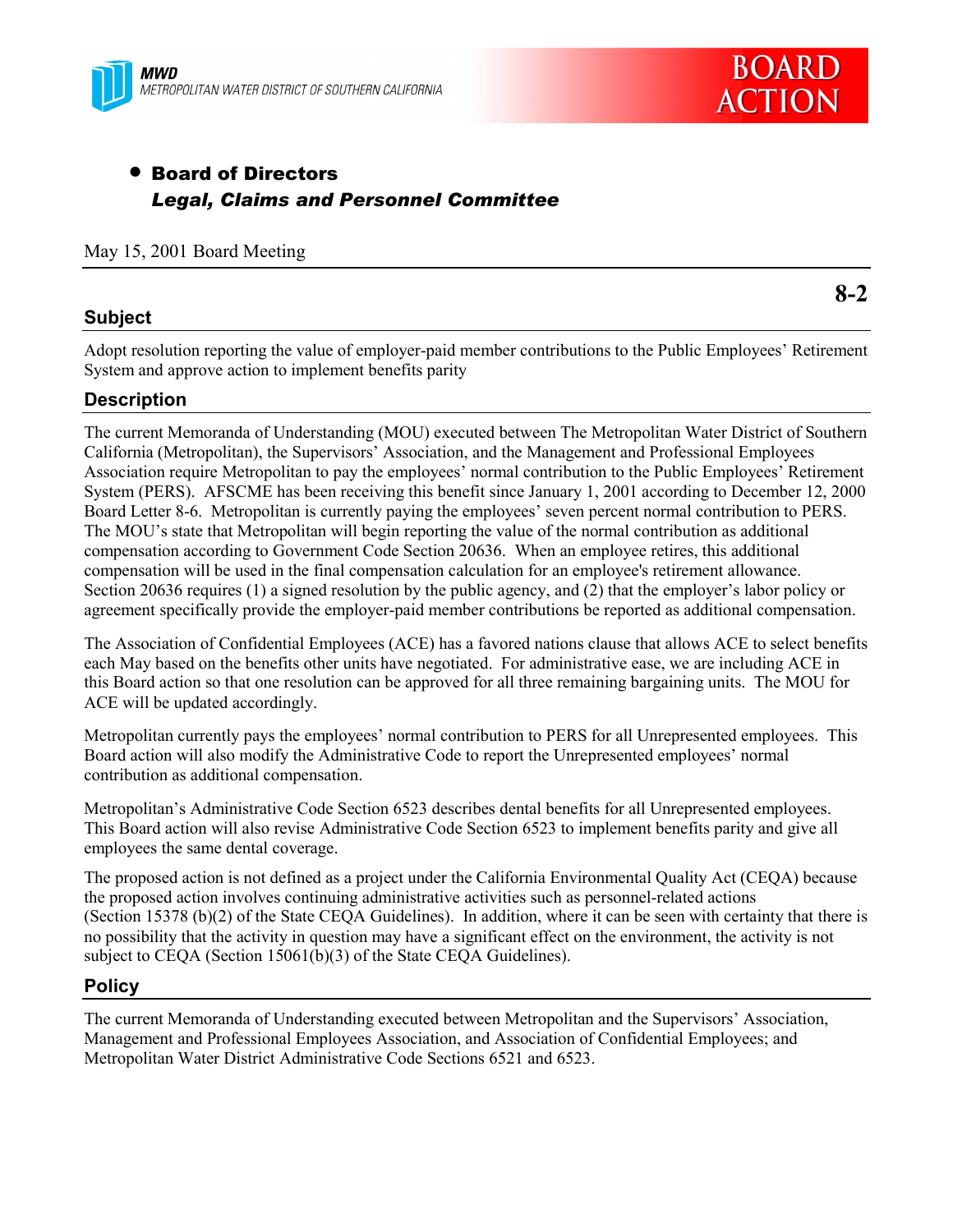MWD
METROPOLITAN WATER DISTRICT OF SOUTHERN CALIFORNIA

BOARD ACTION

- **Board of Directors**
  ***Legal, Claims and Personnel Committee***

May 15, 2001 Board Meeting

**8-2**

## Subject

Adopt resolution reporting the value of employer-paid member contributions to the Public Employees' Retirement System and approve action to implement benefits parity

## Description

The current Memoranda of Understanding (MOU) executed between The Metropolitan Water District of Southern California (Metropolitan), the Supervisors' Association, and the Management and Professional Employees Association require Metropolitan to pay the employees' normal contribution to the Public Employees' Retirement System (PERS). AFSCME has been receiving this benefit since January 1, 2001 according to December 12, 2000 Board Letter 8-6. Metropolitan is currently paying the employees' seven percent normal contribution to PERS. The MOU's state that Metropolitan will begin reporting the value of the normal contribution as additional compensation according to Government Code Section 20636. When an employee retires, this additional compensation will be used in the final compensation calculation for an employee's retirement allowance. Section 20636 requires (1) a signed resolution by the public agency, and (2) that the employer's labor policy or agreement specifically provide the employer-paid member contributions be reported as additional compensation.

The Association of Confidential Employees (ACE) has a favored nations clause that allows ACE to select benefits each May based on the benefits other units have negotiated. For administrative ease, we are including ACE in this Board action so that one resolution can be approved for all three remaining bargaining units. The MOU for ACE will be updated accordingly.

Metropolitan currently pays the employees' normal contribution to PERS for all Unrepresented employees. This Board action will also modify the Administrative Code to report the Unrepresented employees' normal contribution as additional compensation.

Metropolitan's Administrative Code Section 6523 describes dental benefits for all Unrepresented employees. This Board action will also revise Administrative Code Section 6523 to implement benefits parity and give all employees the same dental coverage.

The proposed action is not defined as a project under the California Environmental Quality Act (CEQA) because the proposed action involves continuing administrative activities such as personnel-related actions (Section 15378 (b)(2) of the State CEQA Guidelines). In addition, where it can be seen with certainty that there is no possibility that the activity in question may have a significant effect on the environment, the activity is not subject to CEQA (Section 15061(b)(3) of the State CEQA Guidelines).

## Policy

The current Memoranda of Understanding executed between Metropolitan and the Supervisors' Association, Management and Professional Employees Association, and Association of Confidential Employees; and Metropolitan Water District Administrative Code Sections 6521 and 6523.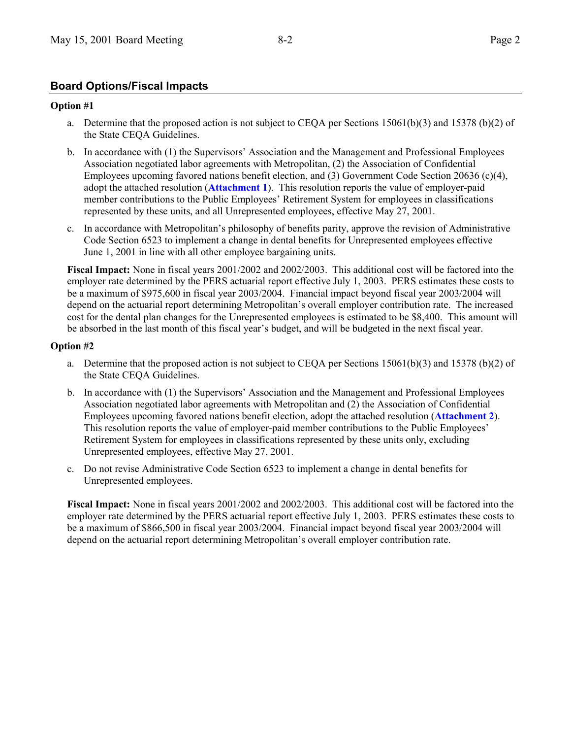## Board Options/Fiscal Impacts

**Option #1**

a. Determine that the proposed action is not subject to CEQA per Sections 15061(b)(3) and 15378 (b)(2) of the State CEQA Guidelines.

b. In accordance with (1) the Supervisors' Association and the Management and Professional Employees Association negotiated labor agreements with Metropolitan, (2) the Association of Confidential Employees upcoming favored nations benefit election, and (3) Government Code Section 20636 (c)(4), adopt the attached resolution (**Attachment 1**). This resolution reports the value of employer-paid member contributions to the Public Employees' Retirement System for employees in classifications represented by these units, and all Unrepresented employees, effective May 27, 2001.

c. In accordance with Metropolitan's philosophy of benefits parity, approve the revision of Administrative Code Section 6523 to implement a change in dental benefits for Unrepresented employees effective June 1, 2001 in line with all other employee bargaining units.

**Fiscal Impact:** None in fiscal years 2001/2002 and 2002/2003. This additional cost will be factored into the employer rate determined by the PERS actuarial report effective July 1, 2003. PERS estimates these costs to be a maximum of $975,600 in fiscal year 2003/2004. Financial impact beyond fiscal year 2003/2004 will depend on the actuarial report determining Metropolitan's overall employer contribution rate. The increased cost for the dental plan changes for the Unrepresented employees is estimated to be $8,400. This amount will be absorbed in the last month of this fiscal year's budget, and will be budgeted in the next fiscal year.

**Option #2**

a. Determine that the proposed action is not subject to CEQA per Sections 15061(b)(3) and 15378 (b)(2) of the State CEQA Guidelines.

b. In accordance with (1) the Supervisors' Association and the Management and Professional Employees Association negotiated labor agreements with Metropolitan and (2) the Association of Confidential Employees upcoming favored nations benefit election, adopt the attached resolution (**Attachment 2**). This resolution reports the value of employer-paid member contributions to the Public Employees' Retirement System for employees in classifications represented by these units only, excluding Unrepresented employees, effective May 27, 2001.

c. Do not revise Administrative Code Section 6523 to implement a change in dental benefits for Unrepresented employees.

**Fiscal Impact:** None in fiscal years 2001/2002 and 2002/2003. This additional cost will be factored into the employer rate determined by the PERS actuarial report effective July 1, 2003. PERS estimates these costs to be a maximum of $866,500 in fiscal year 2003/2004. Financial impact beyond fiscal year 2003/2004 will depend on the actuarial report determining Metropolitan's overall employer contribution rate.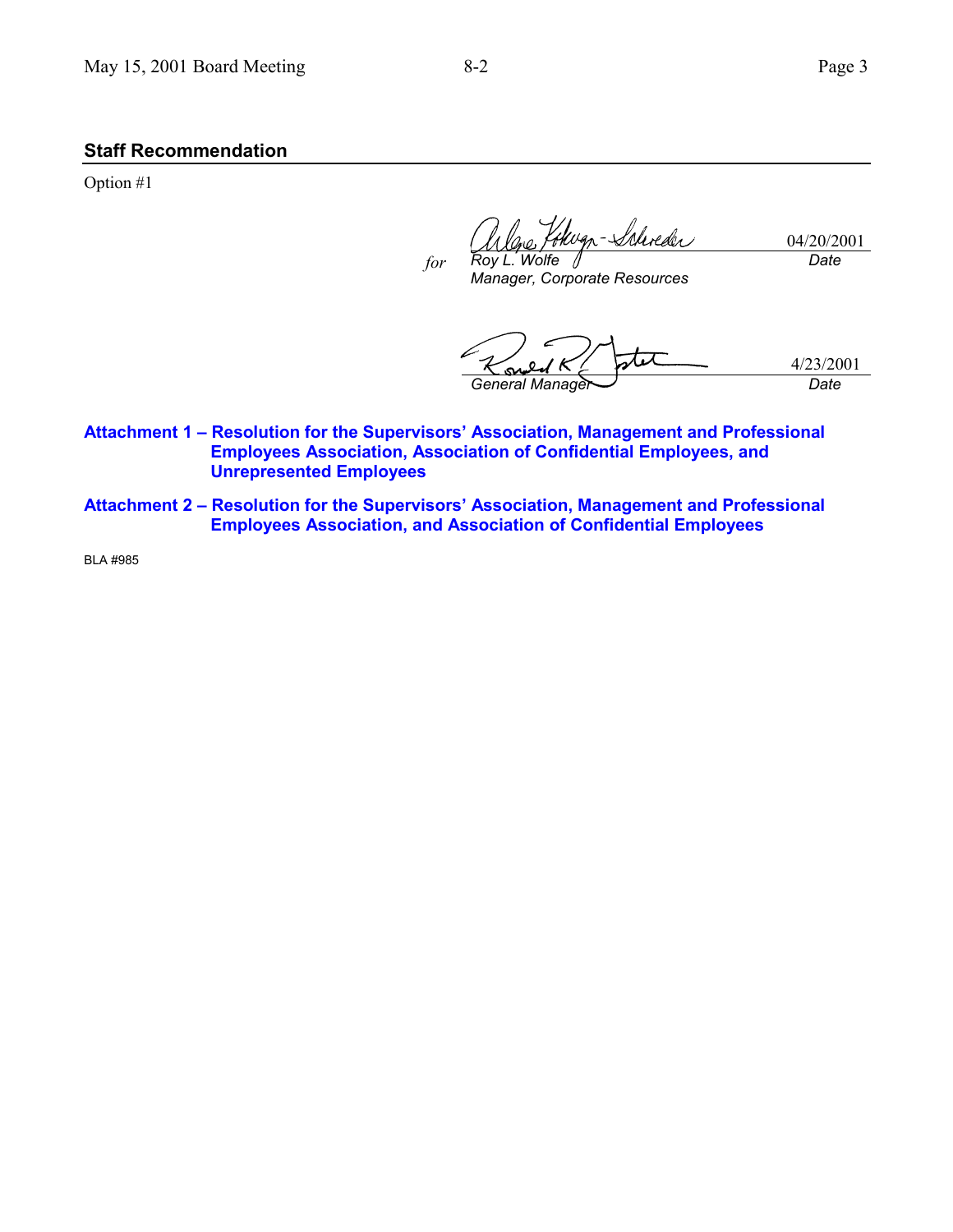## Staff Recommendation

Option #1

*for* *Roy L. Wolfe* 04/20/2001
*Manager, Corporate Resources* *Date*

*General Manager* 4/23/2001
*Date*

**Attachment 1 – Resolution for the Supervisors' Association, Management and Professional Employees Association, Association of Confidential Employees, and Unrepresented Employees**

**Attachment 2 – Resolution for the Supervisors' Association, Management and Professional Employees Association, and Association of Confidential Employees**

BLA #985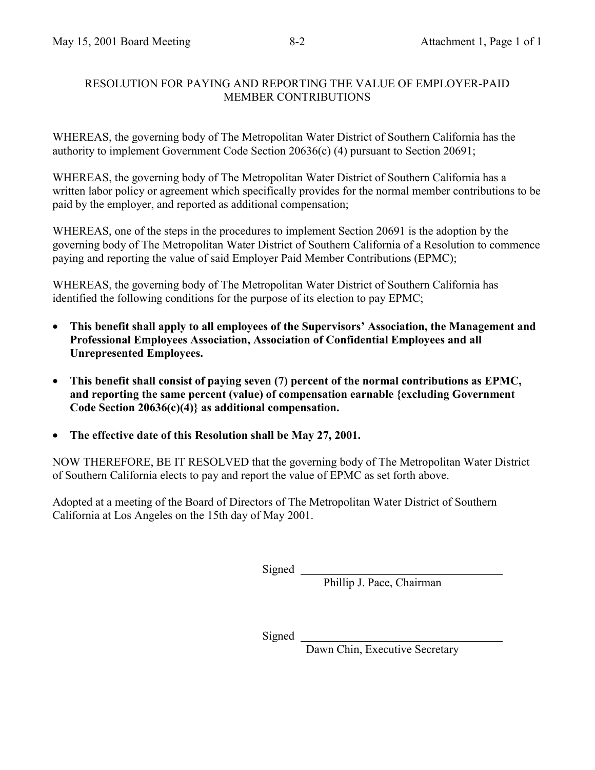# RESOLUTION FOR PAYING AND REPORTING THE VALUE OF EMPLOYER-PAID MEMBER CONTRIBUTIONS

WHEREAS, the governing body of The Metropolitan Water District of Southern California has the authority to implement Government Code Section 20636(c) (4) pursuant to Section 20691;

WHEREAS, the governing body of The Metropolitan Water District of Southern California has a written labor policy or agreement which specifically provides for the normal member contributions to be paid by the employer, and reported as additional compensation;

WHEREAS, one of the steps in the procedures to implement Section 20691 is the adoption by the governing body of The Metropolitan Water District of Southern California of a Resolution to commence paying and reporting the value of said Employer Paid Member Contributions (EPMC);

WHEREAS, the governing body of The Metropolitan Water District of Southern California has identified the following conditions for the purpose of its election to pay EPMC;

- **This benefit shall apply to all employees of the Supervisors' Association, the Management and Professional Employees Association, Association of Confidential Employees and all Unrepresented Employees.**
- **This benefit shall consist of paying seven (7) percent of the normal contributions as EPMC, and reporting the same percent (value) of compensation earnable {excluding Government Code Section 20636(c)(4)} as additional compensation.**
- **The effective date of this Resolution shall be May 27, 2001.**

NOW THEREFORE, BE IT RESOLVED that the governing body of The Metropolitan Water District of Southern California elects to pay and report the value of EPMC as set forth above.

Adopted at a meeting of the Board of Directors of The Metropolitan Water District of Southern California at Los Angeles on the 15th day of May 2001.

Signed \_\_\_\_\_\_\_\_\_\_\_\_\_\_\_\_\_\_\_\_\_\_\_\_\_\_\_\_\_\_
Phillip J. Pace, Chairman

Signed \_\_\_\_\_\_\_\_\_\_\_\_\_\_\_\_\_\_\_\_\_\_\_\_\_\_\_\_\_\_
Dawn Chin, Executive Secretary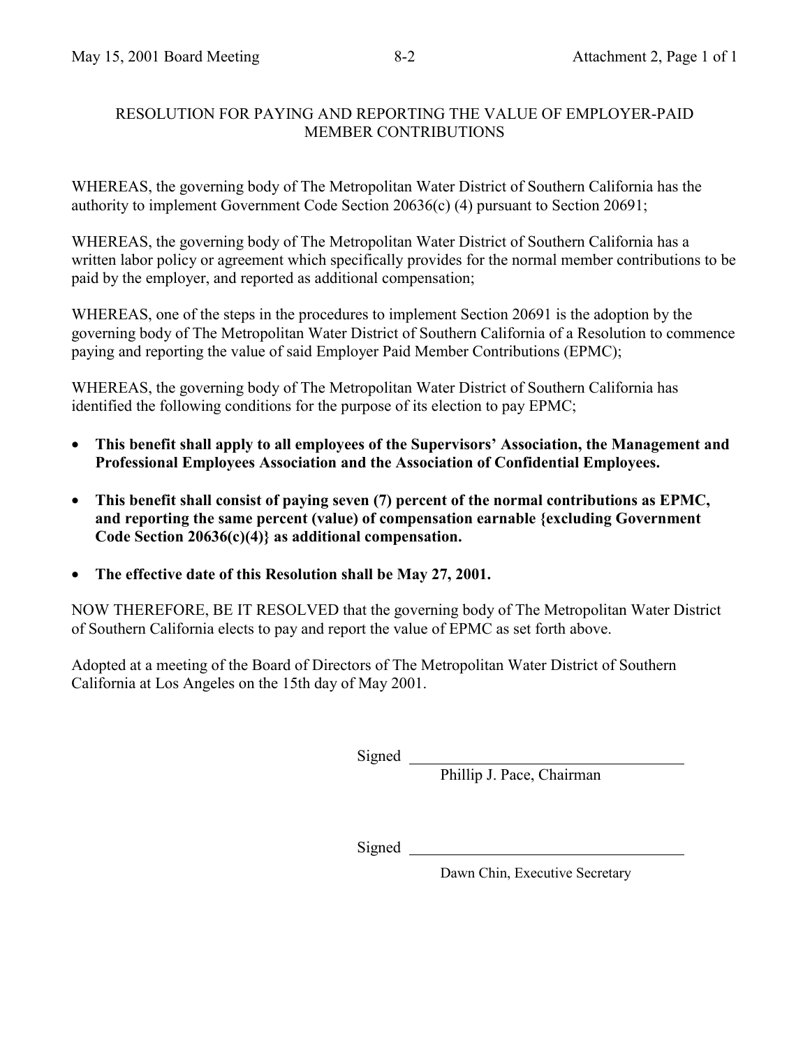# RESOLUTION FOR PAYING AND REPORTING THE VALUE OF EMPLOYER-PAID MEMBER CONTRIBUTIONS

WHEREAS, the governing body of The Metropolitan Water District of Southern California has the authority to implement Government Code Section 20636(c) (4) pursuant to Section 20691;

WHEREAS, the governing body of The Metropolitan Water District of Southern California has a written labor policy or agreement which specifically provides for the normal member contributions to be paid by the employer, and reported as additional compensation;

WHEREAS, one of the steps in the procedures to implement Section 20691 is the adoption by the governing body of The Metropolitan Water District of Southern California of a Resolution to commence paying and reporting the value of said Employer Paid Member Contributions (EPMC);

WHEREAS, the governing body of The Metropolitan Water District of Southern California has identified the following conditions for the purpose of its election to pay EPMC;

- **This benefit shall apply to all employees of the Supervisors' Association, the Management and Professional Employees Association and the Association of Confidential Employees.**
- **This benefit shall consist of paying seven (7) percent of the normal contributions as EPMC, and reporting the same percent (value) of compensation earnable {excluding Government Code Section 20636(c)(4)} as additional compensation.**
- **The effective date of this Resolution shall be May 27, 2001.**

NOW THEREFORE, BE IT RESOLVED that the governing body of The Metropolitan Water District of Southern California elects to pay and report the value of EPMC as set forth above.

Adopted at a meeting of the Board of Directors of The Metropolitan Water District of Southern California at Los Angeles on the 15th day of May 2001.

Signed ___________________________

Phillip J. Pace, Chairman

Signed ___________________________

Dawn Chin, Executive Secretary